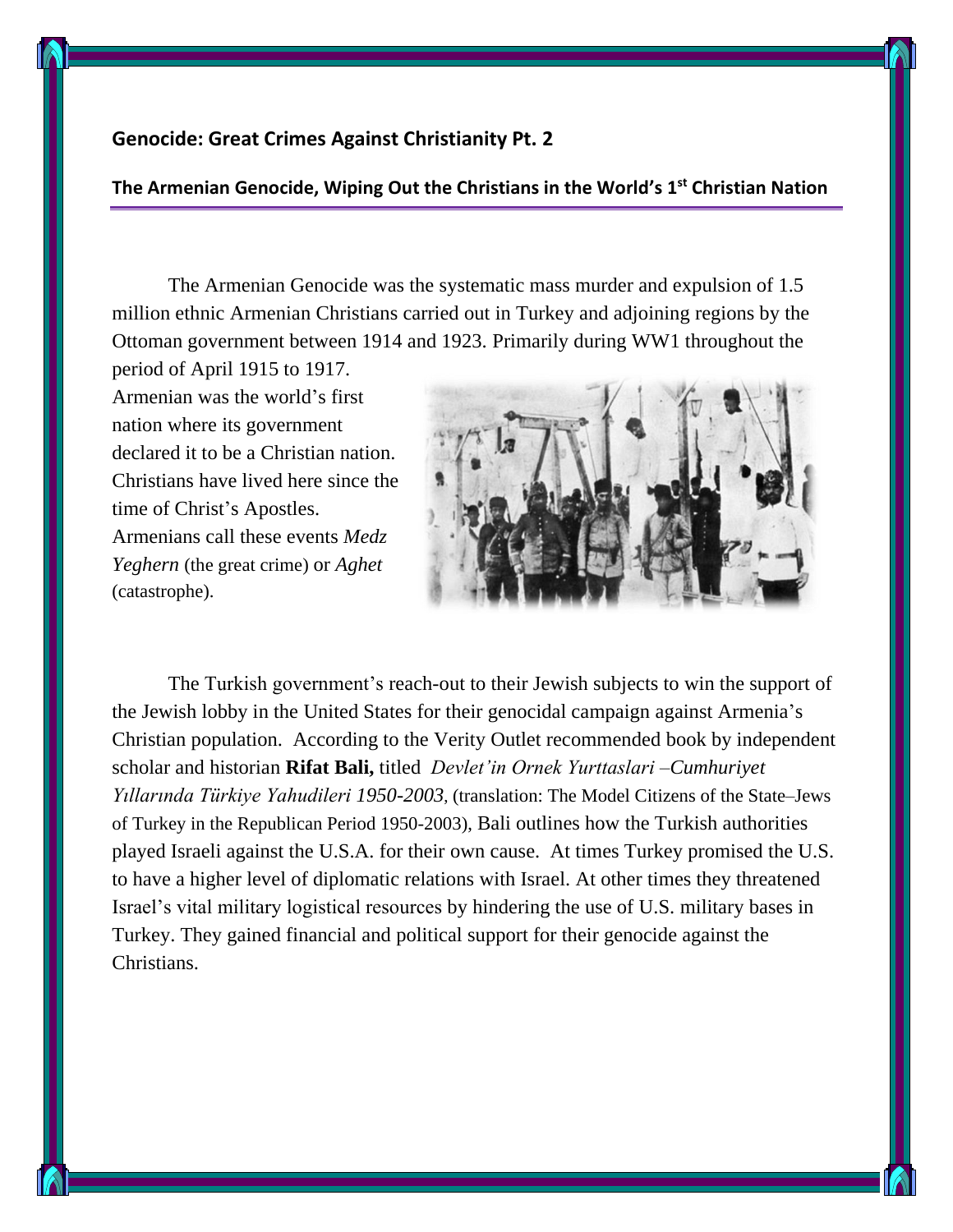## Genocide: Great Crimes Against Christianity Pt. 2

### The Armenian Genocide, Wiping Out the Christians in the World's 1st Christian Nation

The Armenian Genocide was the systematic mass murder and expulsion of 1.5 million ethnic Armenian Christians carried out in Turkey and adjoining regions by the Ottoman government between 1914 and 1923. Primarily during WW1 throughout the period of April 1915 to 1917. Armenian was the world's first nation where its government declared it to be a Christian nation. Christians have lived here since the time of Christ's Apostles. Armenians call these events *Medz Yeghern* (the great crime) or *Aghet* (catastrophe).

The Turkish government's reach-out to their Jewish subjects to win the support of the Jewish lobby in the United States for their genocidal campaign against Armenia's Christian population. According to the Verity Outlet recommended book by independent scholar and historian **Rifat Bali,** titled *Devlet'in Ornek Yurttaslari –Cumhuriyet Yıllarında Türkiye Yahudileri 1950-2003,* (translation: The Model Citizens of the State–Jews of Turkey in the Republican Period 1950-2003), Bali outlines how the Turkish authorities played Israeli against the U.S.A. for their own cause. At times Turkey promised the U.S. to have a higher level of diplomatic relations with Israel. At other times they threatened Israel's vital military logistical resources by hindering the use of U.S. military bases in Turkey. They gained financial and political support for their genocide against the Christians.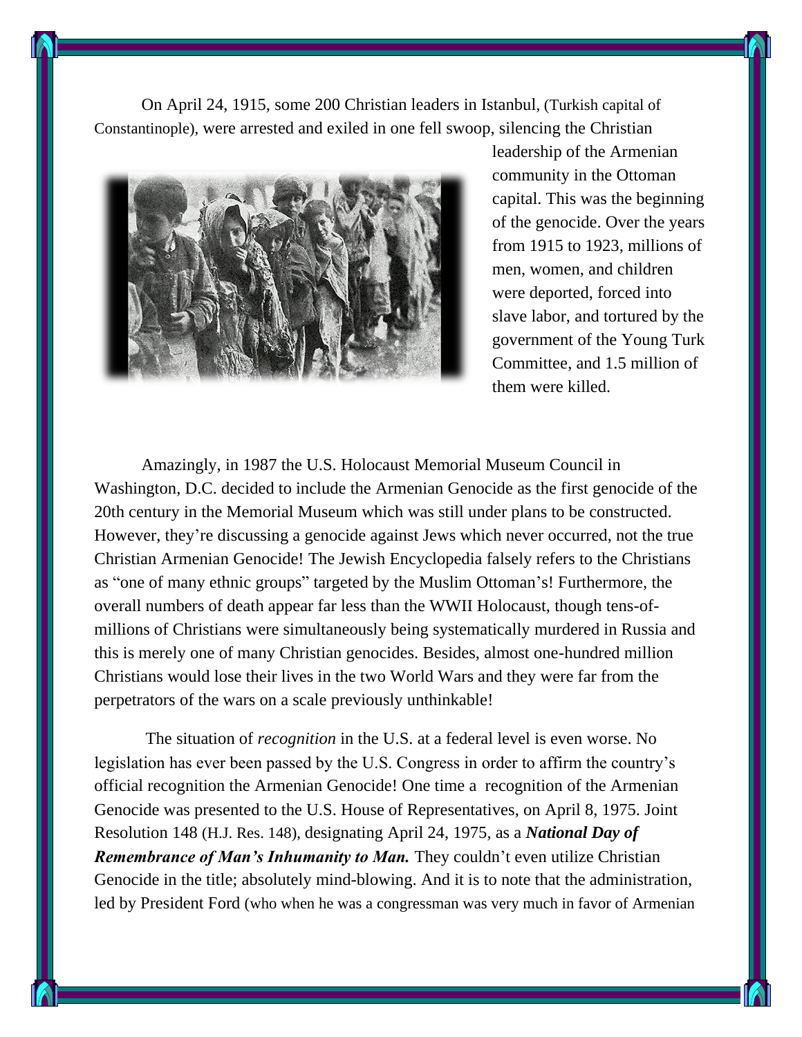On April 24, 1915, some 200 Christian leaders in Istanbul, (Turkish capital of Constantinople), were arrested and exiled in one fell swoop, silencing the Christian leadership of the Armenian community in the Ottoman capital. This was the beginning of the genocide. Over the years from 1915 to 1923, millions of men, women, and children were deported, forced into slave labor, and tortured by the government of the Young Turk Committee, and 1.5 million of them were killed.

Amazingly, in 1987 the U.S. Holocaust Memorial Museum Council in Washington, D.C. decided to include the Armenian Genocide as the first genocide of the 20th century in the Memorial Museum which was still under plans to be constructed. However, they're discussing a genocide against Jews which never occurred, not the true Christian Armenian Genocide! The Jewish Encyclopedia falsely refers to the Christians as "one of many ethnic groups" targeted by the Muslim Ottoman's! Furthermore, the overall numbers of death appear far less than the WWII Holocaust, though tens-of-millions of Christians were simultaneously being systematically murdered in Russia and this is merely one of many Christian genocides. Besides, almost one-hundred million Christians would lose their lives in the two World Wars and they were far from the perpetrators of the wars on a scale previously unthinkable!

The situation of *recognition* in the U.S. at a federal level is even worse. No legislation has ever been passed by the U.S. Congress in order to affirm the country's official recognition the Armenian Genocide! One time a recognition of the Armenian Genocide was presented to the U.S. House of Representatives, on April 8, 1975. Joint Resolution 148 (H.J. Res. 148), designating April 24, 1975, as a ***National Day of Remembrance of Man's Inhumanity to Man.*** They couldn't even utilize Christian Genocide in the title; absolutely mind-blowing. And it is to note that the administration, led by President Ford (who when he was a congressman was very much in favor of Armenian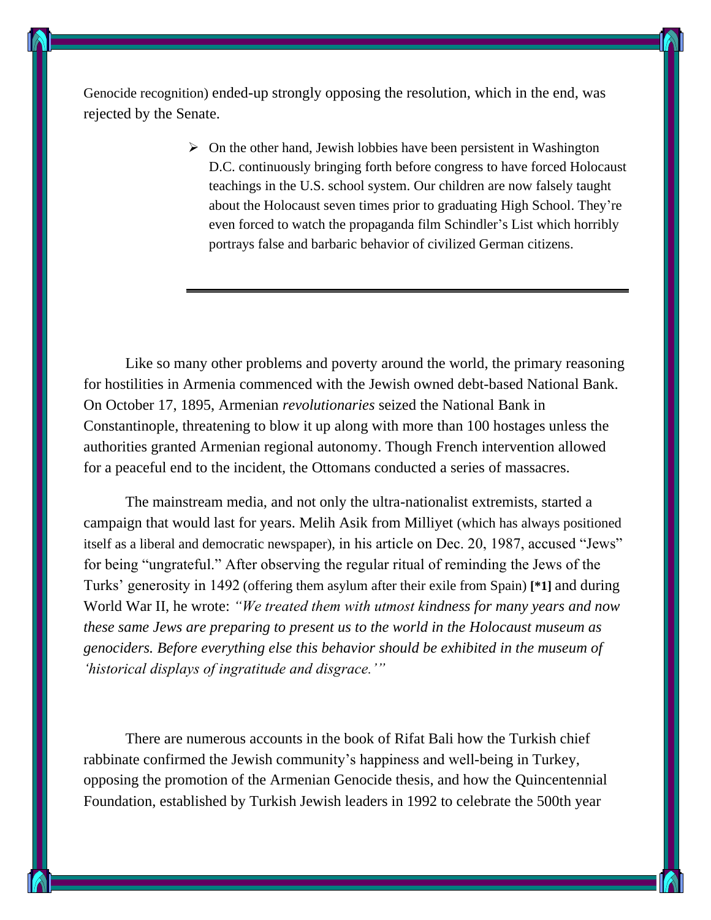Genocide recognition) ended-up strongly opposing the resolution, which in the end, was rejected by the Senate.

> - On the other hand, Jewish lobbies have been persistent in Washington D.C. continuously bringing forth before congress to have forced Holocaust teachings in the U.S. school system. Our children are now falsely taught about the Holocaust seven times prior to graduating High School. They're even forced to watch the propaganda film Schindler's List which horribly portrays false and barbaric behavior of civilized German citizens.

---

Like so many other problems and poverty around the world, the primary reasoning for hostilities in Armenia commenced with the Jewish owned debt-based National Bank. On October 17, 1895, Armenian *revolutionaries* seized the National Bank in Constantinople, threatening to blow it up along with more than 100 hostages unless the authorities granted Armenian regional autonomy. Though French intervention allowed for a peaceful end to the incident, the Ottomans conducted a series of massacres.

The mainstream media, and not only the ultra-nationalist extremists, started a campaign that would last for years. Melih Asik from Milliyet (which has always positioned itself as a liberal and democratic newspaper), in his article on Dec. 20, 1987, accused "Jews" for being "ungrateful." After observing the regular ritual of reminding the Jews of the Turks' generosity in 1492 (offering them asylum after their exile from Spain) **[*1]** and during World War II, he wrote: *"We treated them with utmost kindness for many years and now these same Jews are preparing to present us to the world in the Holocaust museum as genociders. Before everything else this behavior should be exhibited in the museum of 'historical displays of ingratitude and disgrace.'"*

There are numerous accounts in the book of Rifat Bali how the Turkish chief rabbinate confirmed the Jewish community's happiness and well-being in Turkey, opposing the promotion of the Armenian Genocide thesis, and how the Quincentennial Foundation, established by Turkish Jewish leaders in 1992 to celebrate the 500th year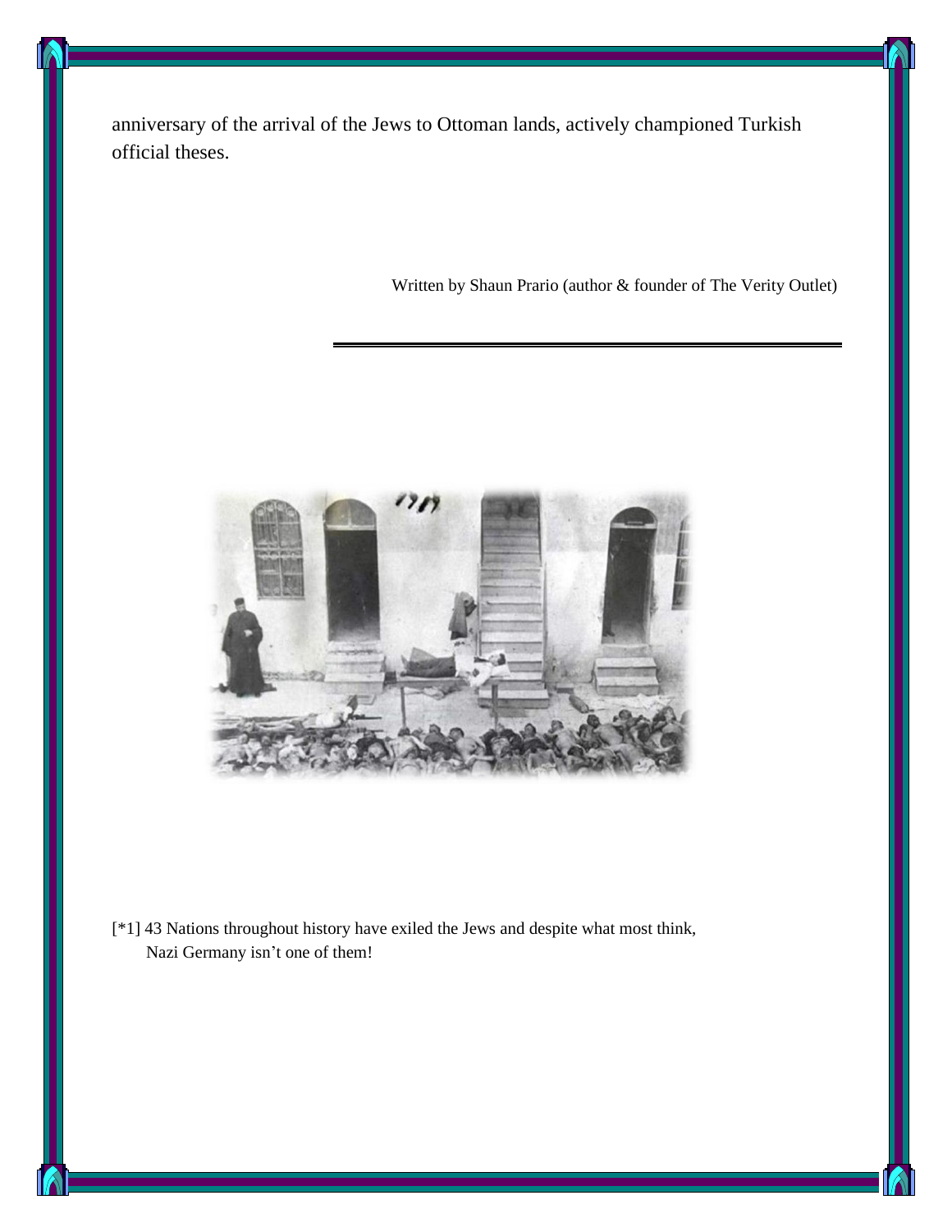anniversary of the arrival of the Jews to Ottoman lands, actively championed Turkish official theses.

Written by Shaun Prario (author & founder of The Verity Outlet)

---

[*1] 43 Nations throughout history have exiled the Jews and despite what most think, Nazi Germany isn't one of them!